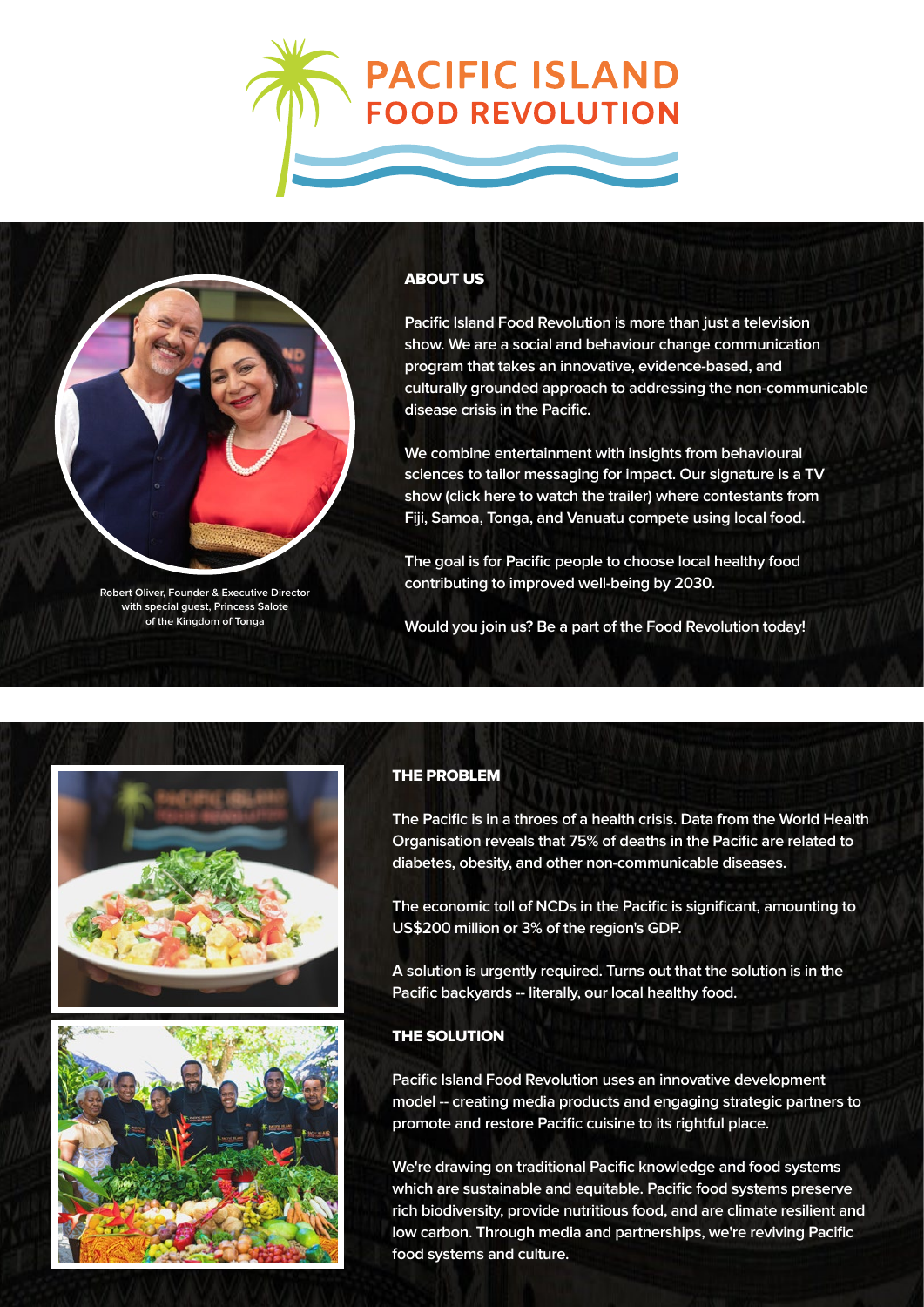# PACIFIC ISLAND FOOD REVOLUTION

Robert Oliver, Founder & Executive Director with special guest, Princess Salote of the Kingdom of Tonga

## ABOUT US

Pacific Island Food Revolution is more than just a television show. We are a social and behaviour change communication program that takes an innovative, evidence-based, and culturally grounded approach to addressing the non-communicable disease crisis in the Pacific.

We combine entertainment with insights from behavioural sciences to tailor messaging for impact. Our signature is a TV show (click here to watch the trailer) where contestants from Fiji, Samoa, Tonga, and Vanuatu compete using local food.

The goal is for Pacific people to choose local healthy food contributing to improved well-being by 2030.

Would you join us? Be a part of the Food Revolution today!

## THE PROBLEM

The Pacific is in a throes of a health crisis. Data from the World Health Organisation reveals that 75% of deaths in the Pacific are related to diabetes, obesity, and other non-communicable diseases.

The economic toll of NCDs in the Pacific is significant, amounting to US$200 million or 3% of the region's GDP.

A solution is urgently required. Turns out that the solution is in the Pacific backyards -- literally, our local healthy food.

## THE SOLUTION

Pacific Island Food Revolution uses an innovative development model -- creating media products and engaging strategic partners to promote and restore Pacific cuisine to its rightful place.

We're drawing on traditional Pacific knowledge and food systems which are sustainable and equitable. Pacific food systems preserve rich biodiversity, provide nutritious food, and are climate resilient and low carbon. Through media and partnerships, we're reviving Pacific food systems and culture.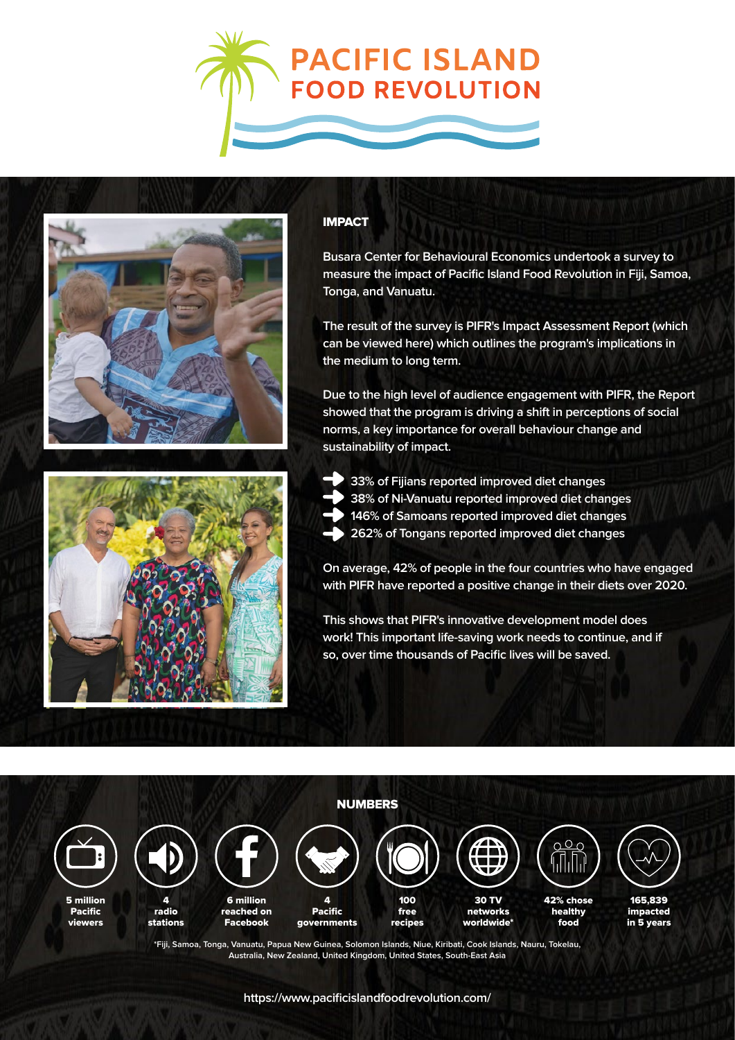# PACIFIC ISLAND FOOD REVOLUTION

## IMPACT

Busara Center for Behavioural Economics undertook a survey to measure the impact of Pacific Island Food Revolution in Fiji, Samoa, Tonga, and Vanuatu.

The result of the survey is PIFR's Impact Assessment Report (which can be viewed here) which outlines the program's implications in the medium to long term.

Due to the high level of audience engagement with PIFR, the Report showed that the program is driving a shift in perceptions of social norms, a key importance for overall behaviour change and sustainability of impact.

- 33% of Fijians reported improved diet changes
- 38% of Ni-Vanuatu reported improved diet changes
- 146% of Samoans reported improved diet changes
- 262% of Tongans reported improved diet changes

On average, 42% of people in the four countries who have engaged with PIFR have reported a positive change in their diets over 2020.

This shows that PIFR's innovative development model does work! This important life-saving work needs to continue, and if so, over time thousands of Pacific lives will be saved.

## NUMBERS

- **5 million Pacific viewers**
- **4 radio stations**
- **6 million reached on Facebook**
- **4 Pacific governments**
- **100 free recipes**
- **30 TV networks worldwide***
- **42% chose healthy food**
- **165,839 impacted in 5 years**

*Fiji, Samoa, Tonga, Vanuatu, Papua New Guinea, Solomon Islands, Niue, Kiribati, Cook Islands, Nauru, Tokelau, Australia, New Zealand, United Kingdom, United States, South-East Asia

https://www.pacificislandfoodrevolution.com/